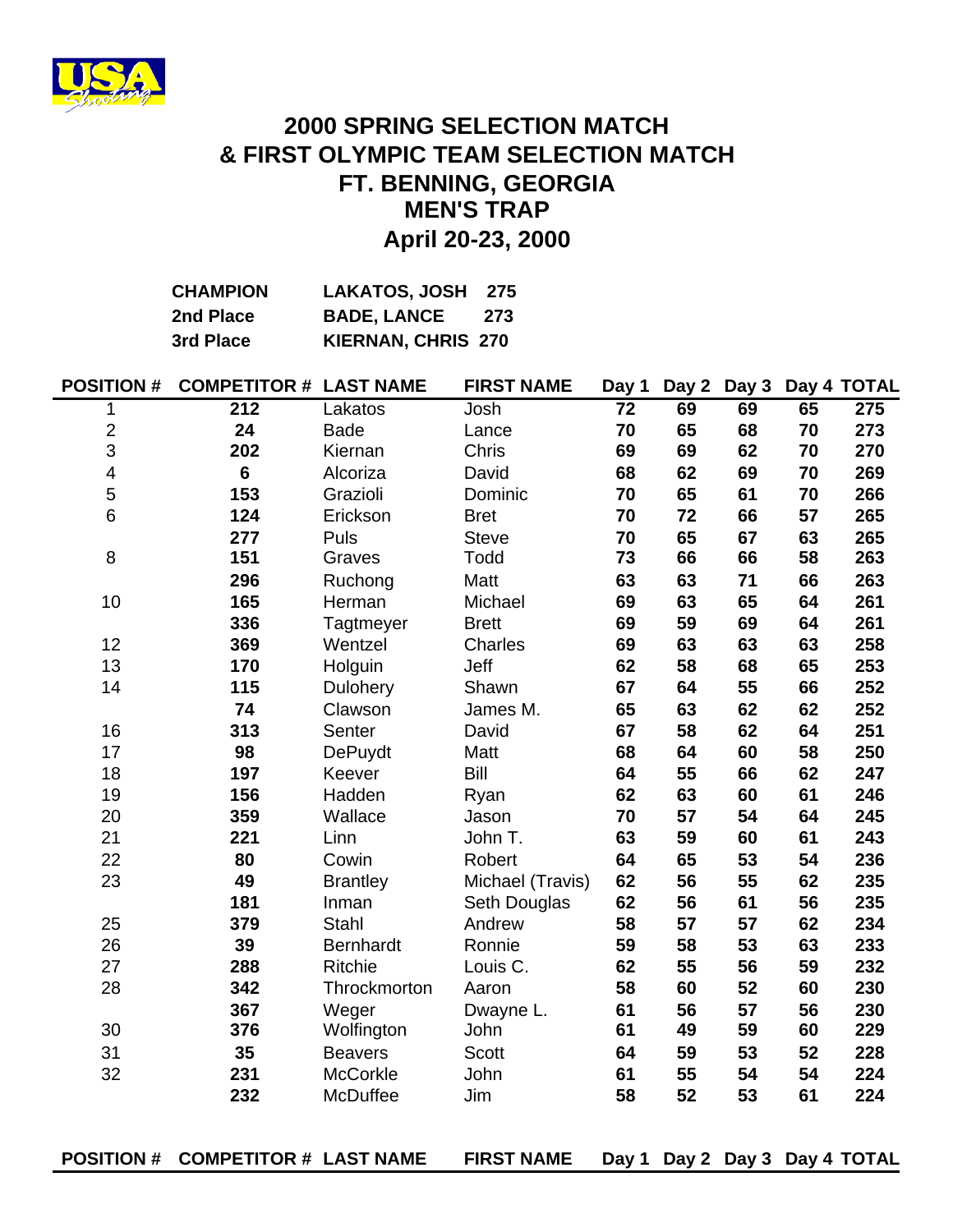# 2000 SPRING SELECTION MATCH
# & FIRST OLYMPIC TEAM SELECTION MATCH
# FT. BENNING, GEORGIA
# MEN'S TRAP
# April 20-23, 2000

| | | |
|---|---|---|
| **CHAMPION** | **LAKATOS, JOSH** | **275** |
| **2nd Place** | **BADE, LANCE** | **273** |
| **3rd Place** | **KIERNAN, CHRIS** | **270** |

| POSITION # | COMPETITOR # | LAST NAME | FIRST NAME | Day 1 | Day 2 | Day 3 | Day 4 | TOTAL |
|---|---|---|---|---|---|---|---|---|
| 1 | 212 | Lakatos | Josh | 72 | 69 | 69 | 65 | 275 |
| 2 | 24 | Bade | Lance | 70 | 65 | 68 | 70 | 273 |
| 3 | 202 | Kiernan | Chris | 69 | 69 | 62 | 70 | 270 |
| 4 | 6 | Alcoriza | David | 68 | 62 | 69 | 70 | 269 |
| 5 | 153 | Grazioli | Dominic | 70 | 65 | 61 | 70 | 266 |
| 6 | 124 | Erickson | Bret | 70 | 72 | 66 | 57 | 265 |
| | 277 | Puls | Steve | 70 | 65 | 67 | 63 | 265 |
| 8 | 151 | Graves | Todd | 73 | 66 | 66 | 58 | 263 |
| | 296 | Ruchong | Matt | 63 | 63 | 71 | 66 | 263 |
| 10 | 165 | Herman | Michael | 69 | 63 | 65 | 64 | 261 |
| | 336 | Tagtmeyer | Brett | 69 | 59 | 69 | 64 | 261 |
| 12 | 369 | Wentzel | Charles | 69 | 63 | 63 | 63 | 258 |
| 13 | 170 | Holguin | Jeff | 62 | 58 | 68 | 65 | 253 |
| 14 | 115 | Dulohery | Shawn | 67 | 64 | 55 | 66 | 252 |
| | 74 | Clawson | James M. | 65 | 63 | 62 | 62 | 252 |
| 16 | 313 | Senter | David | 67 | 58 | 62 | 64 | 251 |
| 17 | 98 | DePuydt | Matt | 68 | 64 | 60 | 58 | 250 |
| 18 | 197 | Keever | Bill | 64 | 55 | 66 | 62 | 247 |
| 19 | 156 | Hadden | Ryan | 62 | 63 | 60 | 61 | 246 |
| 20 | 359 | Wallace | Jason | 70 | 57 | 54 | 64 | 245 |
| 21 | 221 | Linn | John T. | 63 | 59 | 60 | 61 | 243 |
| 22 | 80 | Cowin | Robert | 64 | 65 | 53 | 54 | 236 |
| 23 | 49 | Brantley | Michael (Travis) | 62 | 56 | 55 | 62 | 235 |
| | 181 | Inman | Seth Douglas | 62 | 56 | 61 | 56 | 235 |
| 25 | 379 | Stahl | Andrew | 58 | 57 | 57 | 62 | 234 |
| 26 | 39 | Bernhardt | Ronnie | 59 | 58 | 53 | 63 | 233 |
| 27 | 288 | Ritchie | Louis C. | 62 | 55 | 56 | 59 | 232 |
| 28 | 342 | Throckmorton | Aaron | 58 | 60 | 52 | 60 | 230 |
| | 367 | Weger | Dwayne L. | 61 | 56 | 57 | 56 | 230 |
| 30 | 376 | Wolfington | John | 61 | 49 | 59 | 60 | 229 |
| 31 | 35 | Beavers | Scott | 64 | 59 | 53 | 52 | 228 |
| 32 | 231 | McCorkle | John | 61 | 55 | 54 | 54 | 224 |
| | 232 | McDuffee | Jim | 58 | 52 | 53 | 61 | 224 |

| POSITION # | COMPETITOR # | LAST NAME | FIRST NAME | Day 1 | Day 2 | Day 3 | Day 4 | TOTAL |
|---|---|---|---|---|---|---|---|---|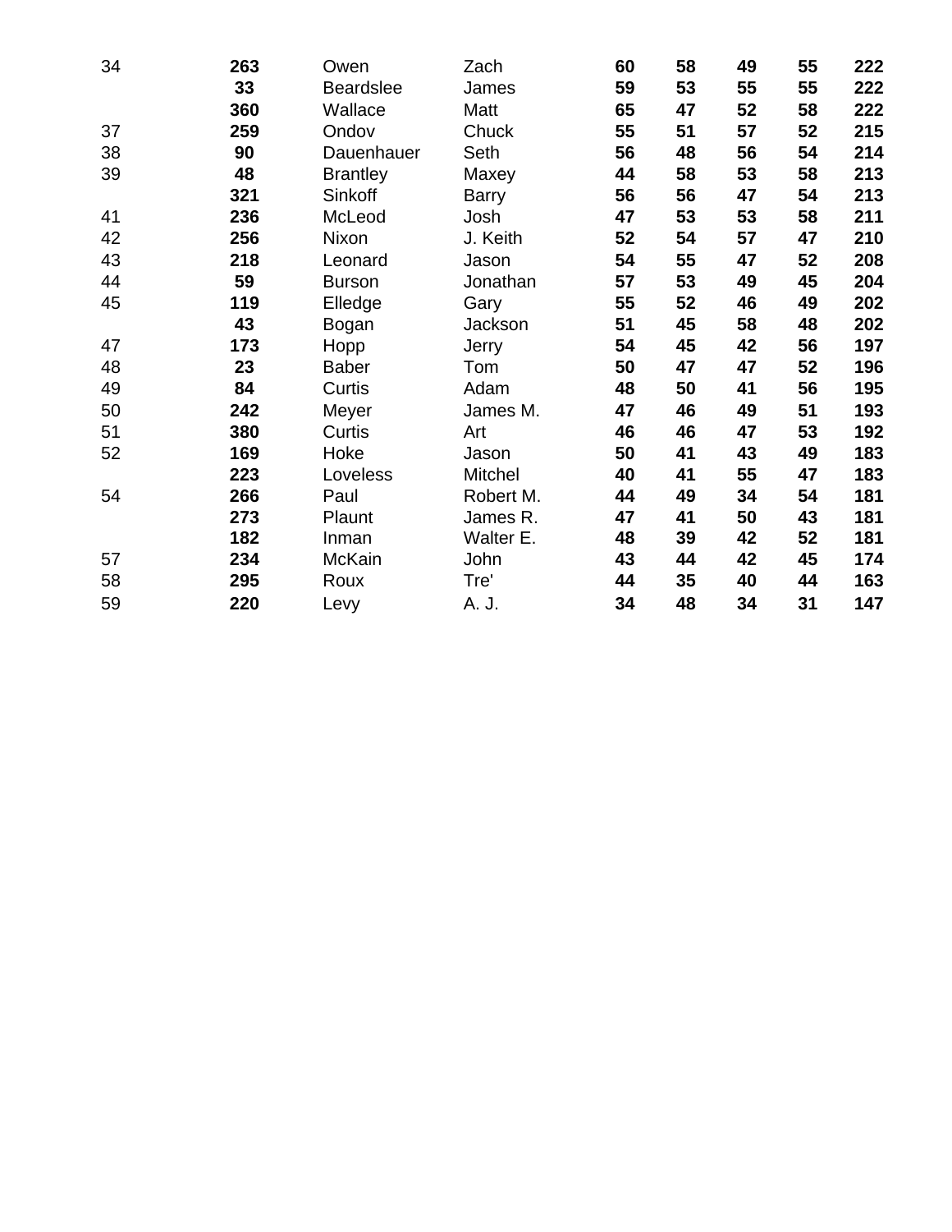| | | | | | | | | |
|---|---|---|---|---|---|---|---|---|
| 34 | **263** | Owen | Zach | **60** | **58** | **49** | **55** | **222** |
| | **33** | Beardslee | James | **59** | **53** | **55** | **55** | **222** |
| | **360** | Wallace | Matt | **65** | **47** | **52** | **58** | **222** |
| 37 | **259** | Ondov | Chuck | **55** | **51** | **57** | **52** | **215** |
| 38 | **90** | Dauenhauer | Seth | **56** | **48** | **56** | **54** | **214** |
| 39 | **48** | Brantley | Maxey | **44** | **58** | **53** | **58** | **213** |
| | **321** | Sinkoff | Barry | **56** | **56** | **47** | **54** | **213** |
| 41 | **236** | McLeod | Josh | **47** | **53** | **53** | **58** | **211** |
| 42 | **256** | Nixon | J. Keith | **52** | **54** | **57** | **47** | **210** |
| 43 | **218** | Leonard | Jason | **54** | **55** | **47** | **52** | **208** |
| 44 | **59** | Burson | Jonathan | **57** | **53** | **49** | **45** | **204** |
| 45 | **119** | Elledge | Gary | **55** | **52** | **46** | **49** | **202** |
| | **43** | Bogan | Jackson | **51** | **45** | **58** | **48** | **202** |
| 47 | **173** | Hopp | Jerry | **54** | **45** | **42** | **56** | **197** |
| 48 | **23** | Baber | Tom | **50** | **47** | **47** | **52** | **196** |
| 49 | **84** | Curtis | Adam | **48** | **50** | **41** | **56** | **195** |
| 50 | **242** | Meyer | James M. | **47** | **46** | **49** | **51** | **193** |
| 51 | **380** | Curtis | Art | **46** | **46** | **47** | **53** | **192** |
| 52 | **169** | Hoke | Jason | **50** | **41** | **43** | **49** | **183** |
| | **223** | Loveless | Mitchel | **40** | **41** | **55** | **47** | **183** |
| 54 | **266** | Paul | Robert M. | **44** | **49** | **34** | **54** | **181** |
| | **273** | Plaunt | James R. | **47** | **41** | **50** | **43** | **181** |
| | **182** | Inman | Walter E. | **48** | **39** | **42** | **52** | **181** |
| 57 | **234** | McKain | John | **43** | **44** | **42** | **45** | **174** |
| 58 | **295** | Roux | Tre' | **44** | **35** | **40** | **44** | **163** |
| 59 | **220** | Levy | A. J. | **34** | **48** | **34** | **31** | **147** |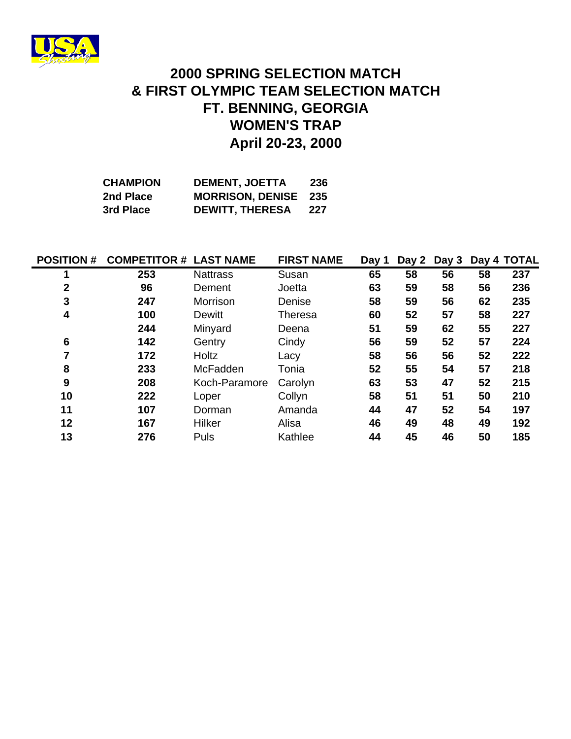# 2000 SPRING SELECTION MATCH
# & FIRST OLYMPIC TEAM SELECTION MATCH
# FT. BENNING, GEORGIA
# WOMEN'S TRAP
# April 20-23, 2000

| | | |
|---|---|---|
| **CHAMPION** | **DEMENT, JOETTA** | **236** |
| **2nd Place** | **MORRISON, DENISE** | **235** |
| **3rd Place** | **DEWITT, THERESA** | **227** |

| POSITION # | COMPETITOR # | LAST NAME | FIRST NAME | Day 1 | Day 2 | Day 3 | Day 4 | TOTAL |
|---|---|---|---|---|---|---|---|---|
| 1 | 253 | Nattrass | Susan | 65 | 58 | 56 | 58 | 237 |
| 2 | 96 | Dement | Joetta | 63 | 59 | 58 | 56 | 236 |
| 3 | 247 | Morrison | Denise | 58 | 59 | 56 | 62 | 235 |
| 4 | 100 | Dewitt | Theresa | 60 | 52 | 57 | 58 | 227 |
| | 244 | Minyard | Deena | 51 | 59 | 62 | 55 | 227 |
| 6 | 142 | Gentry | Cindy | 56 | 59 | 52 | 57 | 224 |
| 7 | 172 | Holtz | Lacy | 58 | 56 | 56 | 52 | 222 |
| 8 | 233 | McFadden | Tonia | 52 | 55 | 54 | 57 | 218 |
| 9 | 208 | Koch-Paramore | Carolyn | 63 | 53 | 47 | 52 | 215 |
| 10 | 222 | Loper | Collyn | 58 | 51 | 51 | 50 | 210 |
| 11 | 107 | Dorman | Amanda | 44 | 47 | 52 | 54 | 197 |
| 12 | 167 | Hilker | Alisa | 46 | 49 | 48 | 49 | 192 |
| 13 | 276 | Puls | Kathlee | 44 | 45 | 46 | 50 | 185 |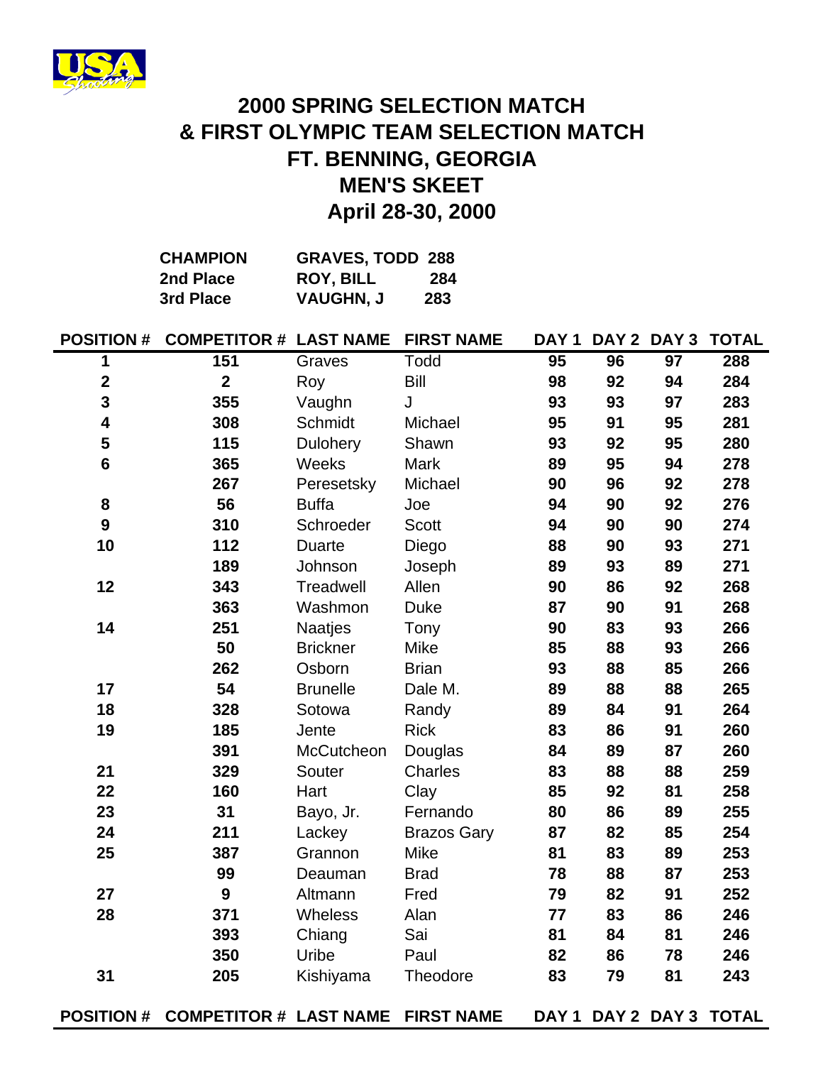# 2000 SPRING SELECTION MATCH
# & FIRST OLYMPIC TEAM SELECTION MATCH
# FT. BENNING, GEORGIA
# MEN'S SKEET
# April 28-30, 2000

| | | |
|---|---|---|
| **CHAMPION** | **GRAVES, TODD** | **288** |
| **2nd Place** | **ROY, BILL** | **284** |
| **3rd Place** | **VAUGHN, J** | **283** |

| POSITION # | COMPETITOR # | LAST NAME | FIRST NAME | DAY 1 | DAY 2 | DAY 3 | TOTAL |
|---|---|---|---|---|---|---|---|
| 1 | 151 | Graves | Todd | 95 | 96 | 97 | 288 |
| 2 | 2 | Roy | Bill | 98 | 92 | 94 | 284 |
| 3 | 355 | Vaughn | J | 93 | 93 | 97 | 283 |
| 4 | 308 | Schmidt | Michael | 95 | 91 | 95 | 281 |
| 5 | 115 | Dulohery | Shawn | 93 | 92 | 95 | 280 |
| 6 | 365 | Weeks | Mark | 89 | 95 | 94 | 278 |
| | 267 | Peresetsky | Michael | 90 | 96 | 92 | 278 |
| 8 | 56 | Buffa | Joe | 94 | 90 | 92 | 276 |
| 9 | 310 | Schroeder | Scott | 94 | 90 | 90 | 274 |
| 10 | 112 | Duarte | Diego | 88 | 90 | 93 | 271 |
| | 189 | Johnson | Joseph | 89 | 93 | 89 | 271 |
| 12 | 343 | Treadwell | Allen | 90 | 86 | 92 | 268 |
| | 363 | Washmon | Duke | 87 | 90 | 91 | 268 |
| 14 | 251 | Naatjes | Tony | 90 | 83 | 93 | 266 |
| | 50 | Brickner | Mike | 85 | 88 | 93 | 266 |
| | 262 | Osborn | Brian | 93 | 88 | 85 | 266 |
| 17 | 54 | Brunelle | Dale M. | 89 | 88 | 88 | 265 |
| 18 | 328 | Sotowa | Randy | 89 | 84 | 91 | 264 |
| 19 | 185 | Jente | Rick | 83 | 86 | 91 | 260 |
| | 391 | McCutcheon | Douglas | 84 | 89 | 87 | 260 |
| 21 | 329 | Souter | Charles | 83 | 88 | 88 | 259 |
| 22 | 160 | Hart | Clay | 85 | 92 | 81 | 258 |
| 23 | 31 | Bayo, Jr. | Fernando | 80 | 86 | 89 | 255 |
| 24 | 211 | Lackey | Brazos Gary | 87 | 82 | 85 | 254 |
| 25 | 387 | Grannon | Mike | 81 | 83 | 89 | 253 |
| | 99 | Deauman | Brad | 78 | 88 | 87 | 253 |
| 27 | 9 | Altmann | Fred | 79 | 82 | 91 | 252 |
| 28 | 371 | Wheless | Alan | 77 | 83 | 86 | 246 |
| | 393 | Chiang | Sai | 81 | 84 | 81 | 246 |
| | 350 | Uribe | Paul | 82 | 86 | 78 | 246 |
| 31 | 205 | Kishiyama | Theodore | 83 | 79 | 81 | 243 |
| **POSITION #** | **COMPETITOR #** | **LAST NAME** | **FIRST NAME** | **DAY 1** | **DAY 2** | **DAY 3** | **TOTAL** |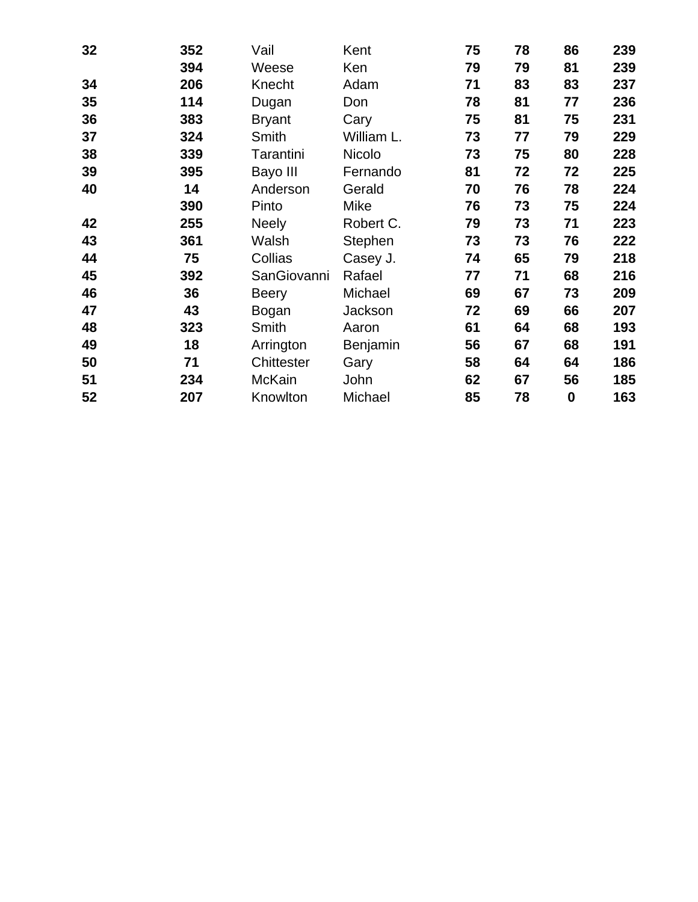| | | | | | | | |
|---|---|---|---|---|---|---|---|
| **32** | **352** | Vail | Kent | **75** | **78** | **86** | **239** |
| | **394** | Weese | Ken | **79** | **79** | **81** | **239** |
| **34** | **206** | Knecht | Adam | **71** | **83** | **83** | **237** |
| **35** | **114** | Dugan | Don | **78** | **81** | **77** | **236** |
| **36** | **383** | Bryant | Cary | **75** | **81** | **75** | **231** |
| **37** | **324** | Smith | William L. | **73** | **77** | **79** | **229** |
| **38** | **339** | Tarantini | Nicolo | **73** | **75** | **80** | **228** |
| **39** | **395** | Bayo III | Fernando | **81** | **72** | **72** | **225** |
| **40** | **14** | Anderson | Gerald | **70** | **76** | **78** | **224** |
| | **390** | Pinto | Mike | **76** | **73** | **75** | **224** |
| **42** | **255** | Neely | Robert C. | **79** | **73** | **71** | **223** |
| **43** | **361** | Walsh | Stephen | **73** | **73** | **76** | **222** |
| **44** | **75** | Collias | Casey J. | **74** | **65** | **79** | **218** |
| **45** | **392** | SanGiovanni | Rafael | **77** | **71** | **68** | **216** |
| **46** | **36** | Beery | Michael | **69** | **67** | **73** | **209** |
| **47** | **43** | Bogan | Jackson | **72** | **69** | **66** | **207** |
| **48** | **323** | Smith | Aaron | **61** | **64** | **68** | **193** |
| **49** | **18** | Arrington | Benjamin | **56** | **67** | **68** | **191** |
| **50** | **71** | Chittester | Gary | **58** | **64** | **64** | **186** |
| **51** | **234** | McKain | John | **62** | **67** | **56** | **185** |
| **52** | **207** | Knowlton | Michael | **85** | **78** | **0** | **163** |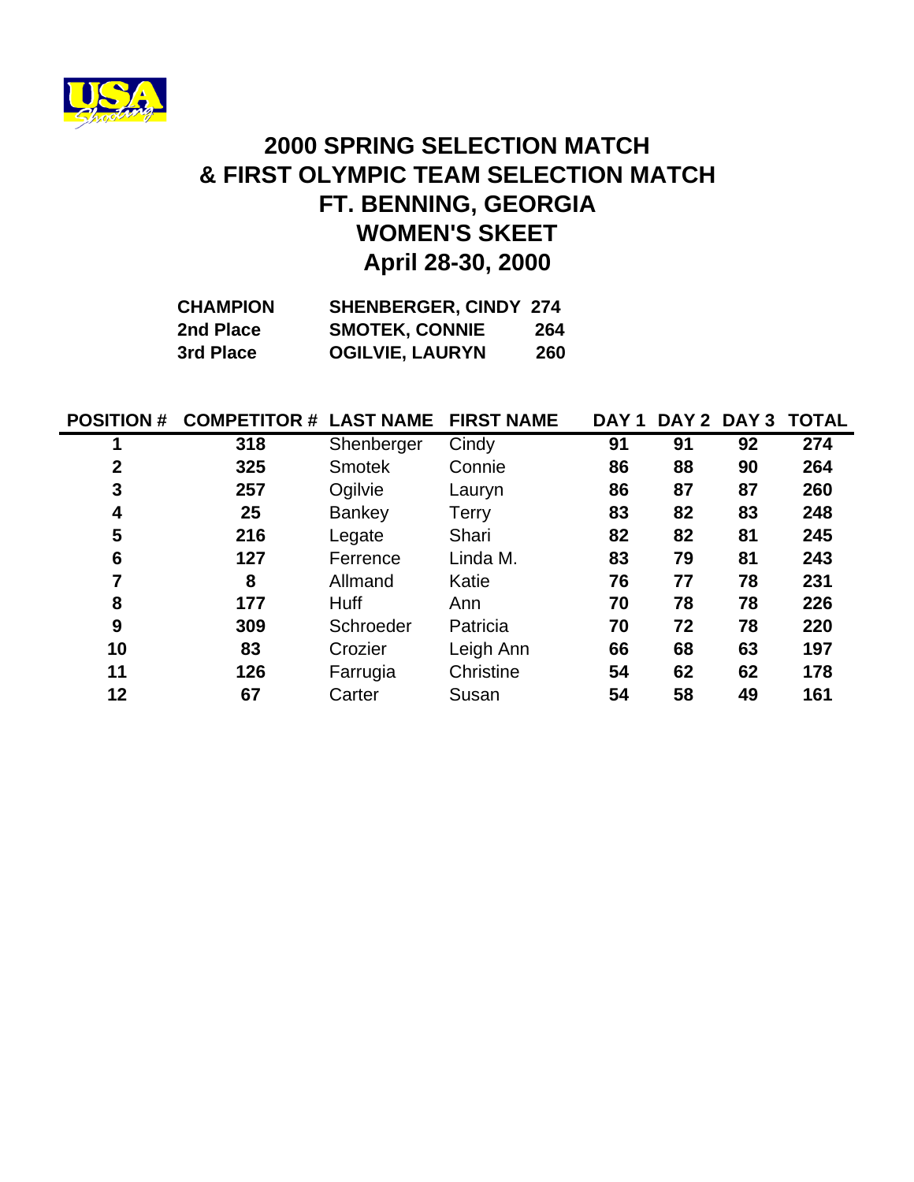# 2000 SPRING SELECTION MATCH
# & FIRST OLYMPIC TEAM SELECTION MATCH
# FT. BENNING, GEORGIA
# WOMEN'S SKEET
# April 28-30, 2000

| | | |
|---|---|---|
| **CHAMPION** | **SHENBERGER, CINDY** | **274** |
| **2nd Place** | **SMOTEK, CONNIE** | **264** |
| **3rd Place** | **OGILVIE, LAURYN** | **260** |

| POSITION # | COMPETITOR # | LAST NAME | FIRST NAME | DAY 1 | DAY 2 | DAY 3 | TOTAL |
|---|---|---|---|---|---|---|---|
| 1 | 318 | Shenberger | Cindy | 91 | 91 | 92 | 274 |
| 2 | 325 | Smotek | Connie | 86 | 88 | 90 | 264 |
| 3 | 257 | Ogilvie | Lauryn | 86 | 87 | 87 | 260 |
| 4 | 25 | Bankey | Terry | 83 | 82 | 83 | 248 |
| 5 | 216 | Legate | Shari | 82 | 82 | 81 | 245 |
| 6 | 127 | Ferrence | Linda M. | 83 | 79 | 81 | 243 |
| 7 | 8 | Allmand | Katie | 76 | 77 | 78 | 231 |
| 8 | 177 | Huff | Ann | 70 | 78 | 78 | 226 |
| 9 | 309 | Schroeder | Patricia | 70 | 72 | 78 | 220 |
| 10 | 83 | Crozier | Leigh Ann | 66 | 68 | 63 | 197 |
| 11 | 126 | Farrugia | Christine | 54 | 62 | 62 | 178 |
| 12 | 67 | Carter | Susan | 54 | 58 | 49 | 161 |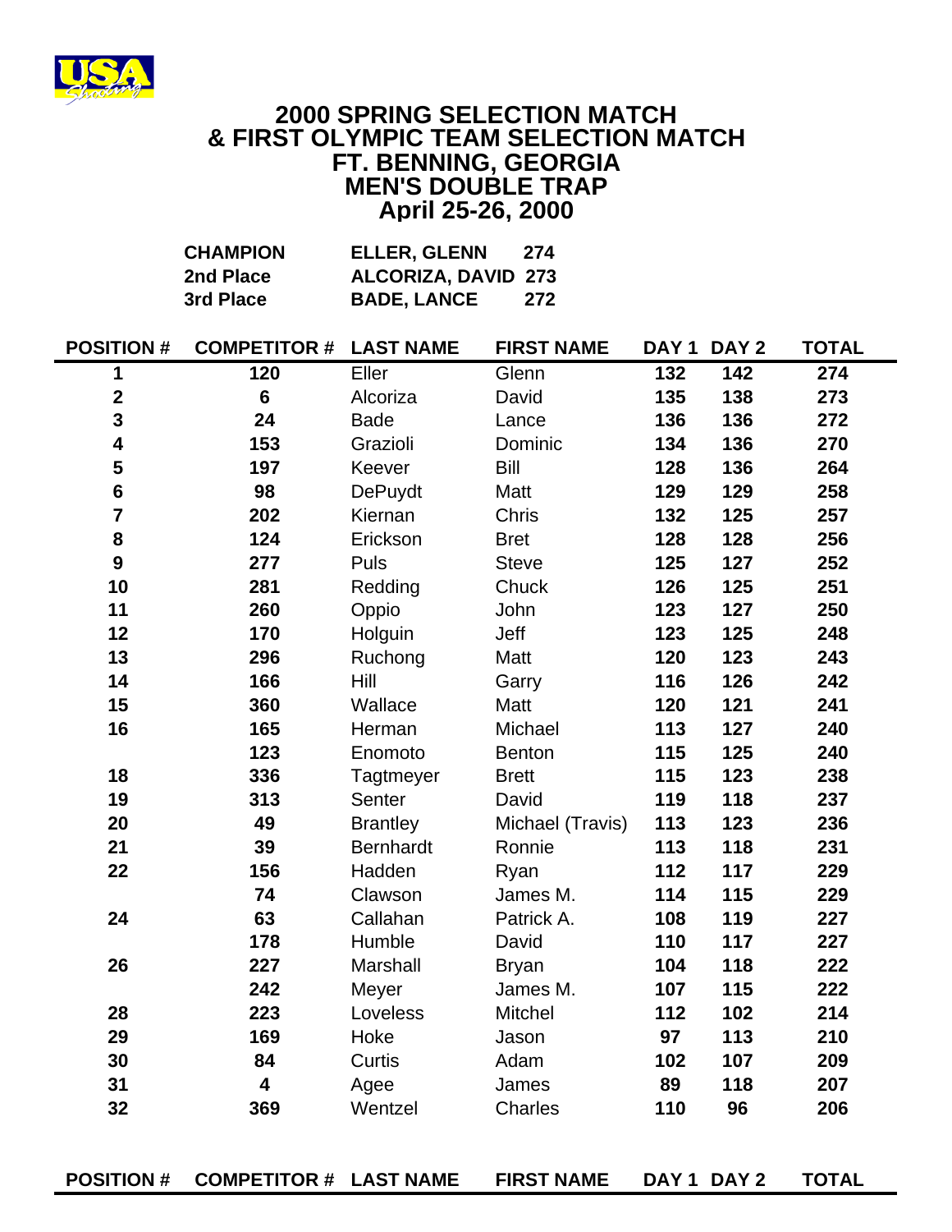# 2000 SPRING SELECTION MATCH
# & FIRST OLYMPIC TEAM SELECTION MATCH
# FT. BENNING, GEORGIA
# MEN'S DOUBLE TRAP
# April 25-26, 2000

| | | |
|---|---|---|
| **CHAMPION** | **ELLER, GLENN** | **274** |
| **2nd Place** | **ALCORIZA, DAVID** | **273** |
| **3rd Place** | **BADE, LANCE** | **272** |

| POSITION # | COMPETITOR # | LAST NAME | FIRST NAME | DAY 1 | DAY 2 | TOTAL |
|---|---|---|---|---|---|---|
| **1** | **120** | Eller | Glenn | **132** | **142** | **274** |
| **2** | **6** | Alcoriza | David | **135** | **138** | **273** |
| **3** | **24** | Bade | Lance | **136** | **136** | **272** |
| **4** | **153** | Grazioli | Dominic | **134** | **136** | **270** |
| **5** | **197** | Keever | Bill | **128** | **136** | **264** |
| **6** | **98** | DePuydt | Matt | **129** | **129** | **258** |
| **7** | **202** | Kiernan | Chris | **132** | **125** | **257** |
| **8** | **124** | Erickson | Bret | **128** | **128** | **256** |
| **9** | **277** | Puls | Steve | **125** | **127** | **252** |
| **10** | **281** | Redding | Chuck | **126** | **125** | **251** |
| **11** | **260** | Oppio | John | **123** | **127** | **250** |
| **12** | **170** | Holguin | Jeff | **123** | **125** | **248** |
| **13** | **296** | Ruchong | Matt | **120** | **123** | **243** |
| **14** | **166** | Hill | Garry | **116** | **126** | **242** |
| **15** | **360** | Wallace | Matt | **120** | **121** | **241** |
| **16** | **165** | Herman | Michael | **113** | **127** | **240** |
| | **123** | Enomoto | Benton | **115** | **125** | **240** |
| **18** | **336** | Tagtmeyer | Brett | **115** | **123** | **238** |
| **19** | **313** | Senter | David | **119** | **118** | **237** |
| **20** | **49** | Brantley | Michael (Travis) | **113** | **123** | **236** |
| **21** | **39** | Bernhardt | Ronnie | **113** | **118** | **231** |
| **22** | **156** | Hadden | Ryan | **112** | **117** | **229** |
| | **74** | Clawson | James M. | **114** | **115** | **229** |
| **24** | **63** | Callahan | Patrick A. | **108** | **119** | **227** |
| | **178** | Humble | David | **110** | **117** | **227** |
| **26** | **227** | Marshall | Bryan | **104** | **118** | **222** |
| | **242** | Meyer | James M. | **107** | **115** | **222** |
| **28** | **223** | Loveless | Mitchel | **112** | **102** | **214** |
| **29** | **169** | Hoke | Jason | **97** | **113** | **210** |
| **30** | **84** | Curtis | Adam | **102** | **107** | **209** |
| **31** | **4** | Agee | James | **89** | **118** | **207** |
| **32** | **369** | Wentzel | Charles | **110** | **96** | **206** |

| POSITION # | COMPETITOR # | LAST NAME | FIRST NAME | DAY 1 | DAY 2 | TOTAL |
|---|---|---|---|---|---|---|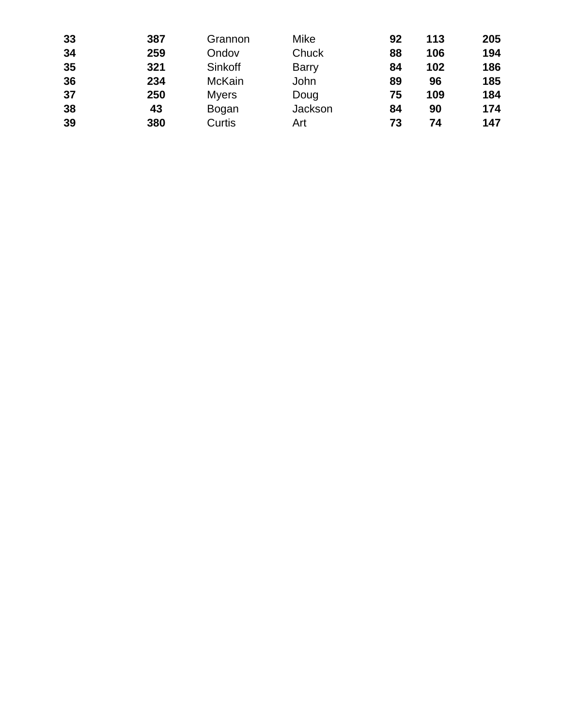| | | | | | | |
|---|---|---|---|---|---|---|
| **33** | **387** | Grannon | Mike | **92** | **113** | **205** |
| **34** | **259** | Ondov | Chuck | **88** | **106** | **194** |
| **35** | **321** | Sinkoff | Barry | **84** | **102** | **186** |
| **36** | **234** | McKain | John | **89** | **96** | **185** |
| **37** | **250** | Myers | Doug | **75** | **109** | **184** |
| **38** | **43** | Bogan | Jackson | **84** | **90** | **174** |
| **39** | **380** | Curtis | Art | **73** | **74** | **147** |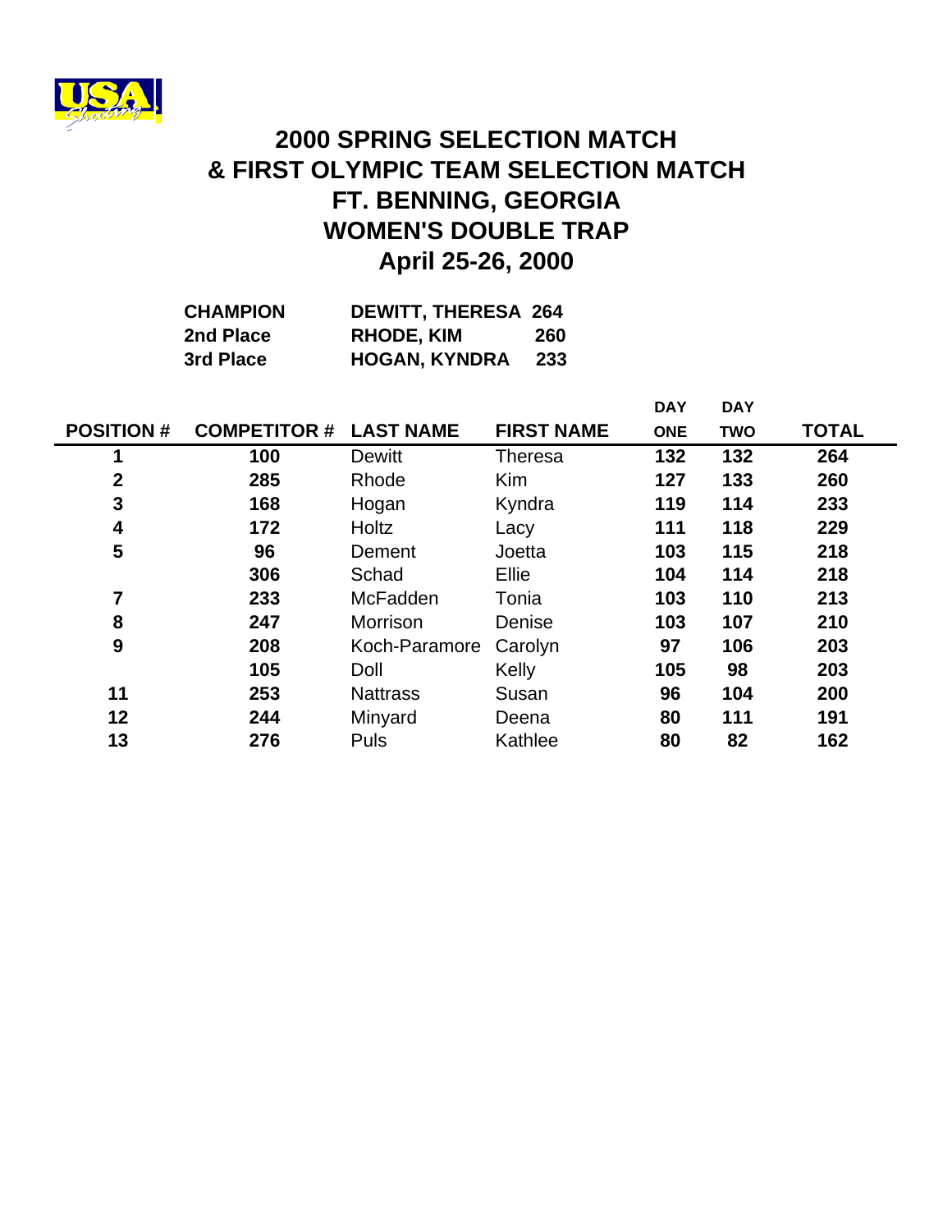# 2000 SPRING SELECTION MATCH
# & FIRST OLYMPIC TEAM SELECTION MATCH
# FT. BENNING, GEORGIA
# WOMEN'S DOUBLE TRAP
# April 25-26, 2000

| | | |
|---|---|---|
| **CHAMPION** | **DEWITT, THERESA** | **264** |
| **2nd Place** | **RHODE, KIM** | **260** |
| **3rd Place** | **HOGAN, KYNDRA** | **233** |

| POSITION # | COMPETITOR # | LAST NAME | FIRST NAME | DAY ONE | DAY TWO | TOTAL |
|---|---|---|---|---|---|---|
| **1** | **100** | Dewitt | Theresa | **132** | **132** | **264** |
| **2** | **285** | Rhode | Kim | **127** | **133** | **260** |
| **3** | **168** | Hogan | Kyndra | **119** | **114** | **233** |
| **4** | **172** | Holtz | Lacy | **111** | **118** | **229** |
| **5** | **96** | Dement | Joetta | **103** | **115** | **218** |
| | **306** | Schad | Ellie | **104** | **114** | **218** |
| **7** | **233** | McFadden | Tonia | **103** | **110** | **213** |
| **8** | **247** | Morrison | Denise | **103** | **107** | **210** |
| **9** | **208** | Koch-Paramore | Carolyn | **97** | **106** | **203** |
| | **105** | Doll | Kelly | **105** | **98** | **203** |
| **11** | **253** | Nattrass | Susan | **96** | **104** | **200** |
| **12** | **244** | Minyard | Deena | **80** | **111** | **191** |
| **13** | **276** | Puls | Kathlee | **80** | **82** | **162** |